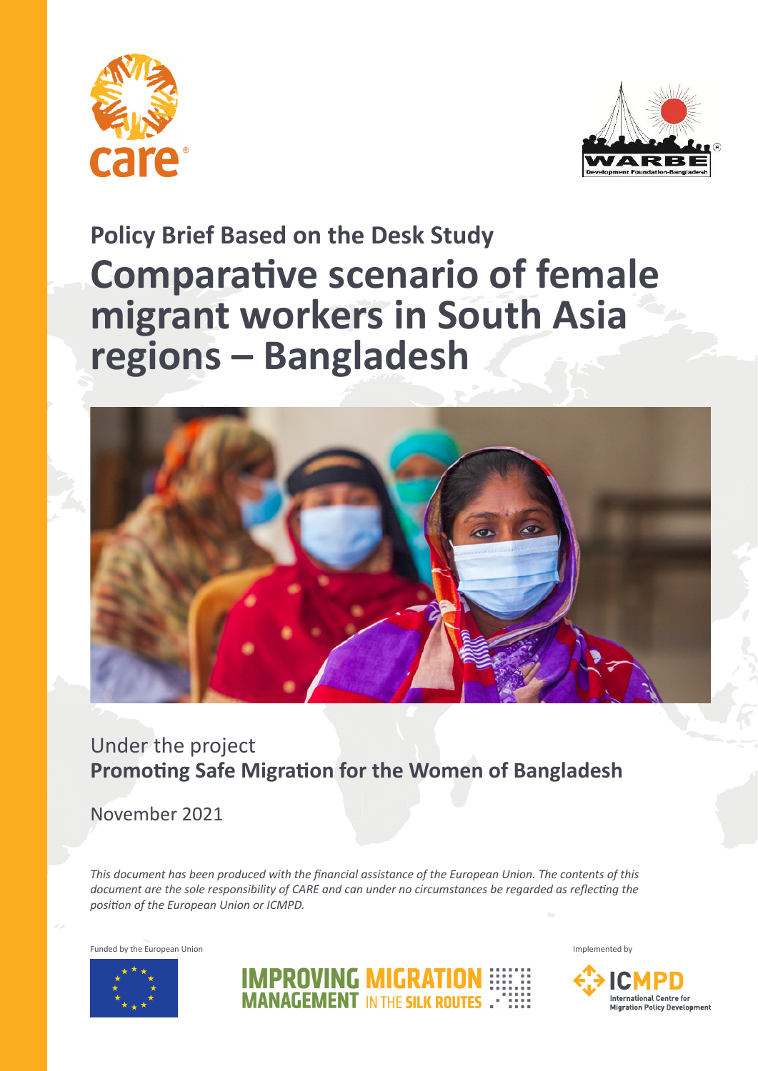care

WARBE Development Foundation-Bangladesh

## Policy Brief Based on the Desk Study

# Comparative scenario of female migrant workers in South Asia regions – Bangladesh

Under the project
**Promoting Safe Migration for the Women of Bangladesh**

November 2021

*This document has been produced with the financial assistance of the European Union. The contents of this document are the sole responsibility of CARE and can under no circumstances be regarded as reflecting the position of the European Union or ICMPD.*

Funded by the European Union

IMPROVING MIGRATION MANAGEMENT IN THE SILK ROUTES

Implemented by

ICMPD International Centre for Migration Policy Development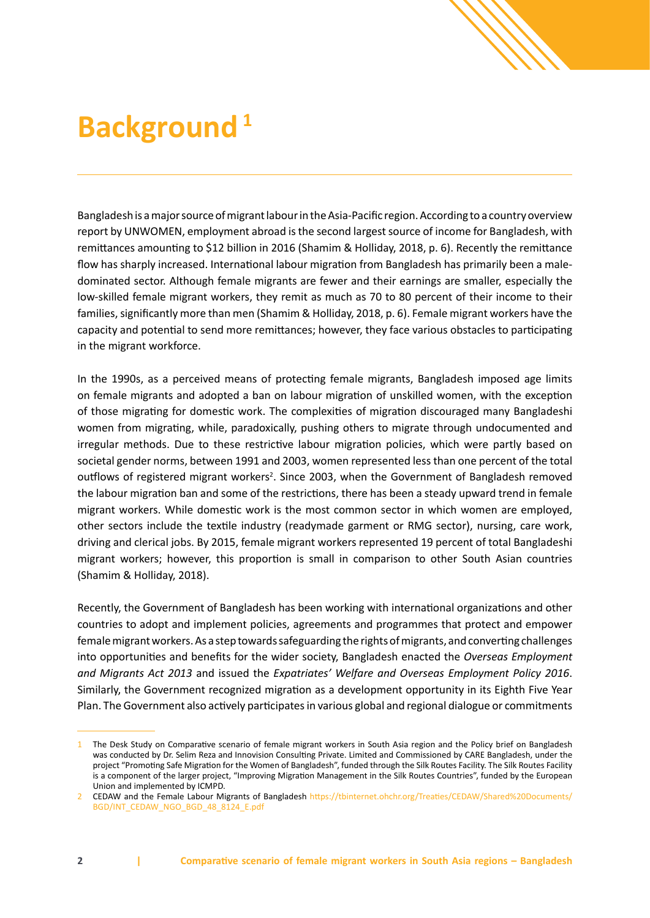# Background [1]

Bangladesh is a major source of migrant labour in the Asia-Pacific region. According to a country overview report by UNWOMEN, employment abroad is the second largest source of income for Bangladesh, with remittances amounting to $12 billion in 2016 (Shamim & Holliday, 2018, p. 6). Recently the remittance flow has sharply increased. International labour migration from Bangladesh has primarily been a male-dominated sector. Although female migrants are fewer and their earnings are smaller, especially the low-skilled female migrant workers, they remit as much as 70 to 80 percent of their income to their families, significantly more than men (Shamim & Holliday, 2018, p. 6). Female migrant workers have the capacity and potential to send more remittances; however, they face various obstacles to participating in the migrant workforce.

In the 1990s, as a perceived means of protecting female migrants, Bangladesh imposed age limits on female migrants and adopted a ban on labour migration of unskilled women, with the exception of those migrating for domestic work. The complexities of migration discouraged many Bangladeshi women from migrating, while, paradoxically, pushing others to migrate through undocumented and irregular methods. Due to these restrictive labour migration policies, which were partly based on societal gender norms, between 1991 and 2003, women represented less than one percent of the total outflows of registered migrant workers[2]. Since 2003, when the Government of Bangladesh removed the labour migration ban and some of the restrictions, there has been a steady upward trend in female migrant workers. While domestic work is the most common sector in which women are employed, other sectors include the textile industry (readymade garment or RMG sector), nursing, care work, driving and clerical jobs. By 2015, female migrant workers represented 19 percent of total Bangladeshi migrant workers; however, this proportion is small in comparison to other South Asian countries (Shamim & Holliday, 2018).

Recently, the Government of Bangladesh has been working with international organizations and other countries to adopt and implement policies, agreements and programmes that protect and empower female migrant workers. As a step towards safeguarding the rights of migrants, and converting challenges into opportunities and benefits for the wider society, Bangladesh enacted the *Overseas Employment and Migrants Act 2013* and issued the *Expatriates' Welfare and Overseas Employment Policy 2016*. Similarly, the Government recognized migration as a development opportunity in its Eighth Five Year Plan. The Government also actively participates in various global and regional dialogue or commitments

---

1 The Desk Study on Comparative scenario of female migrant workers in South Asia region and the Policy brief on Bangladesh was conducted by Dr. Selim Reza and Innovision Consulting Private. Limited and Commissioned by CARE Bangladesh, under the project "Promoting Safe Migration for the Women of Bangladesh", funded through the Silk Routes Facility. The Silk Routes Facility is a component of the larger project, "Improving Migration Management in the Silk Routes Countries", funded by the European Union and implemented by ICMPD.

2 CEDAW and the Female Labour Migrants of Bangladesh https://tbinternet.ohchr.org/Treaties/CEDAW/Shared%20Documents/BGD/INT_CEDAW_NGO_BGD_48_8124_E.pdf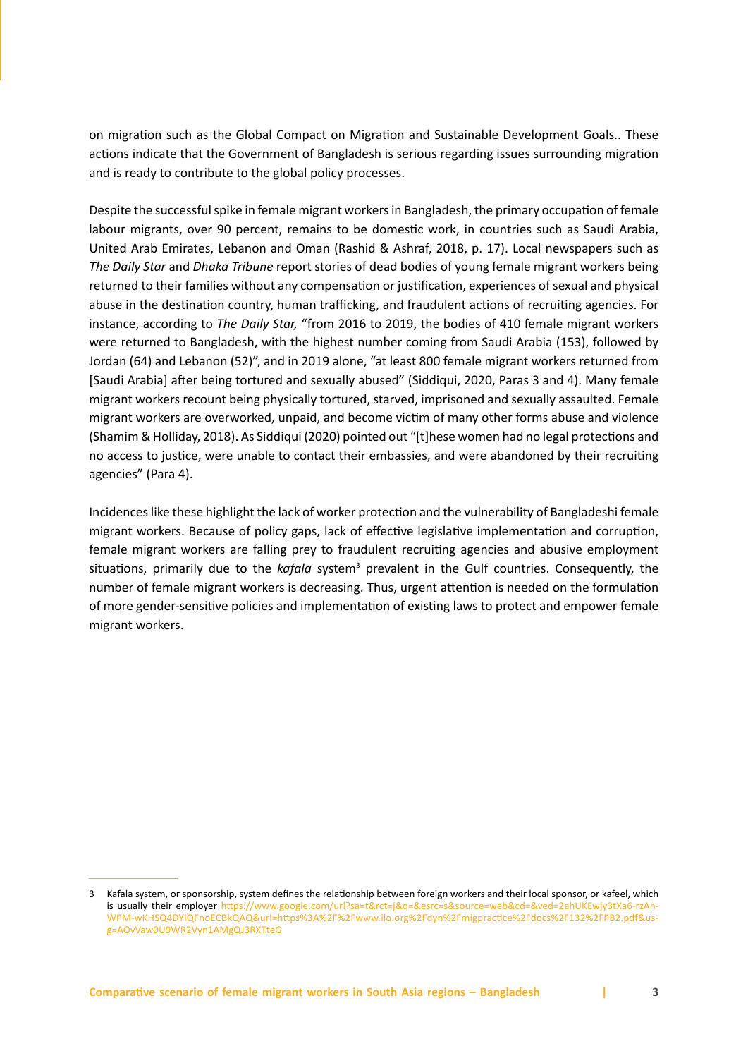on migration such as the Global Compact on Migration and Sustainable Development Goals.. These actions indicate that the Government of Bangladesh is serious regarding issues surrounding migration and is ready to contribute to the global policy processes.

Despite the successful spike in female migrant workers in Bangladesh, the primary occupation of female labour migrants, over 90 percent, remains to be domestic work, in countries such as Saudi Arabia, United Arab Emirates, Lebanon and Oman (Rashid & Ashraf, 2018, p. 17). Local newspapers such as *The Daily Star* and *Dhaka Tribune* report stories of dead bodies of young female migrant workers being returned to their families without any compensation or justification, experiences of sexual and physical abuse in the destination country, human trafficking, and fraudulent actions of recruiting agencies. For instance, according to *The Daily Star,* "from 2016 to 2019, the bodies of 410 female migrant workers were returned to Bangladesh, with the highest number coming from Saudi Arabia (153), followed by Jordan (64) and Lebanon (52)", and in 2019 alone, "at least 800 female migrant workers returned from [Saudi Arabia] after being tortured and sexually abused" (Siddiqui, 2020, Paras 3 and 4). Many female migrant workers recount being physically tortured, starved, imprisoned and sexually assaulted. Female migrant workers are overworked, unpaid, and become victim of many other forms abuse and violence (Shamim & Holliday, 2018). As Siddiqui (2020) pointed out "[t]hese women had no legal protections and no access to justice, were unable to contact their embassies, and were abandoned by their recruiting agencies" (Para 4).

Incidences like these highlight the lack of worker protection and the vulnerability of Bangladeshi female migrant workers. Because of policy gaps, lack of effective legislative implementation and corruption, female migrant workers are falling prey to fraudulent recruiting agencies and abusive employment situations, primarily due to the *kafala* system[3] prevalent in the Gulf countries. Consequently, the number of female migrant workers is decreasing. Thus, urgent attention is needed on the formulation of more gender-sensitive policies and implementation of existing laws to protect and empower female migrant workers.

---

3 Kafala system, or sponsorship, system defines the relationship between foreign workers and their local sponsor, or kafeel, which is usually their employer https://www.google.com/url?sa=t&rct=j&q=&esrc=s&source=web&cd=&ved=2ahUKEwjy3tXa6-rzAhWPM-wKHSQ4DYIQFnoECBkQAQ&url=https%3A%2F%2Fwww.ilo.org%2Fdyn%2Fmigpractice%2Fdocs%2F132%2FPB2.pdf&usg=AOvVaw0U9WR2Vyn1AMgQJ3RXTteG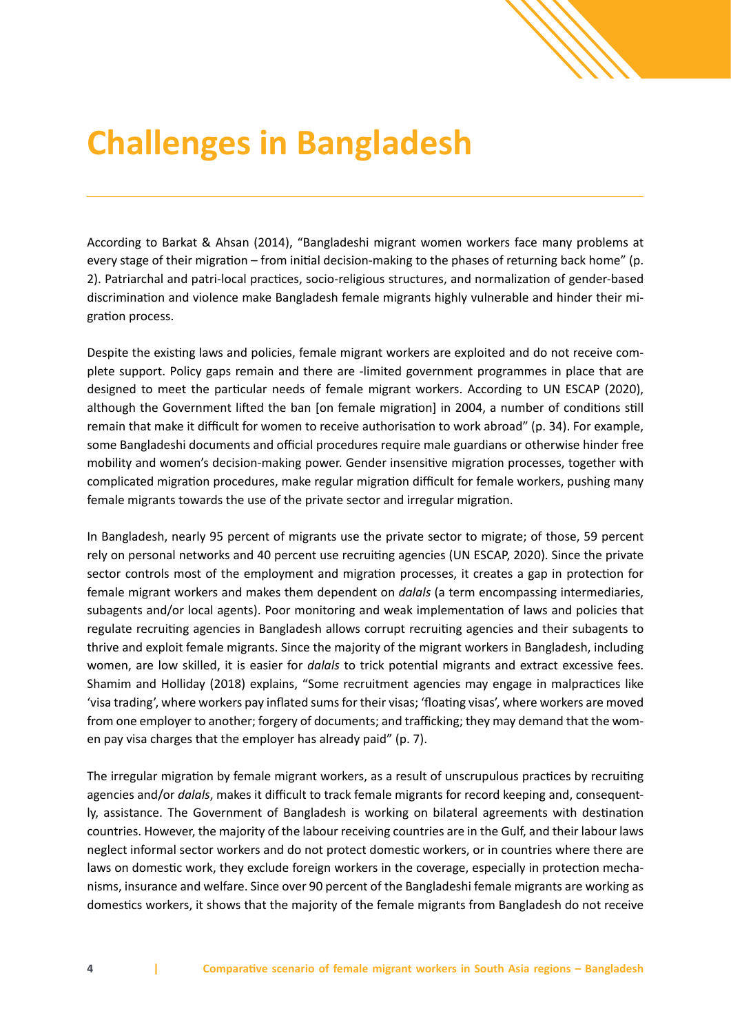# Challenges in Bangladesh

According to Barkat & Ahsan (2014), “Bangladeshi migrant women workers face many problems at every stage of their migration – from initial decision-making to the phases of returning back home” (p. 2). Patriarchal and patri-local practices, socio-religious structures, and normalization of gender-based discrimination and violence make Bangladesh female migrants highly vulnerable and hinder their migration process.

Despite the existing laws and policies, female migrant workers are exploited and do not receive complete support. Policy gaps remain and there are -limited government programmes in place that are designed to meet the particular needs of female migrant workers. According to UN ESCAP (2020), although the Government lifted the ban [on female migration] in 2004, a number of conditions still remain that make it difficult for women to receive authorisation to work abroad” (p. 34). For example, some Bangladeshi documents and official procedures require male guardians or otherwise hinder free mobility and women’s decision-making power. Gender insensitive migration processes, together with complicated migration procedures, make regular migration difficult for female workers, pushing many female migrants towards the use of the private sector and irregular migration.

In Bangladesh, nearly 95 percent of migrants use the private sector to migrate; of those, 59 percent rely on personal networks and 40 percent use recruiting agencies (UN ESCAP, 2020). Since the private sector controls most of the employment and migration processes, it creates a gap in protection for female migrant workers and makes them dependent on *dalals* (a term encompassing intermediaries, subagents and/or local agents). Poor monitoring and weak implementation of laws and policies that regulate recruiting agencies in Bangladesh allows corrupt recruiting agencies and their subagents to thrive and exploit female migrants. Since the majority of the migrant workers in Bangladesh, including women, are low skilled, it is easier for *dalals* to trick potential migrants and extract excessive fees. Shamim and Holliday (2018) explains, “Some recruitment agencies may engage in malpractices like ‘visa trading’, where workers pay inflated sums for their visas; ‘floating visas’, where workers are moved from one employer to another; forgery of documents; and trafficking; they may demand that the women pay visa charges that the employer has already paid” (p. 7).

The irregular migration by female migrant workers, as a result of unscrupulous practices by recruiting agencies and/or *dalals*, makes it difficult to track female migrants for record keeping and, consequently, assistance. The Government of Bangladesh is working on bilateral agreements with destination countries. However, the majority of the labour receiving countries are in the Gulf, and their labour laws neglect informal sector workers and do not protect domestic workers, or in countries where there are laws on domestic work, they exclude foreign workers in the coverage, especially in protection mechanisms, insurance and welfare. Since over 90 percent of the Bangladeshi female migrants are working as domestics workers, it shows that the majority of the female migrants from Bangladesh do not receive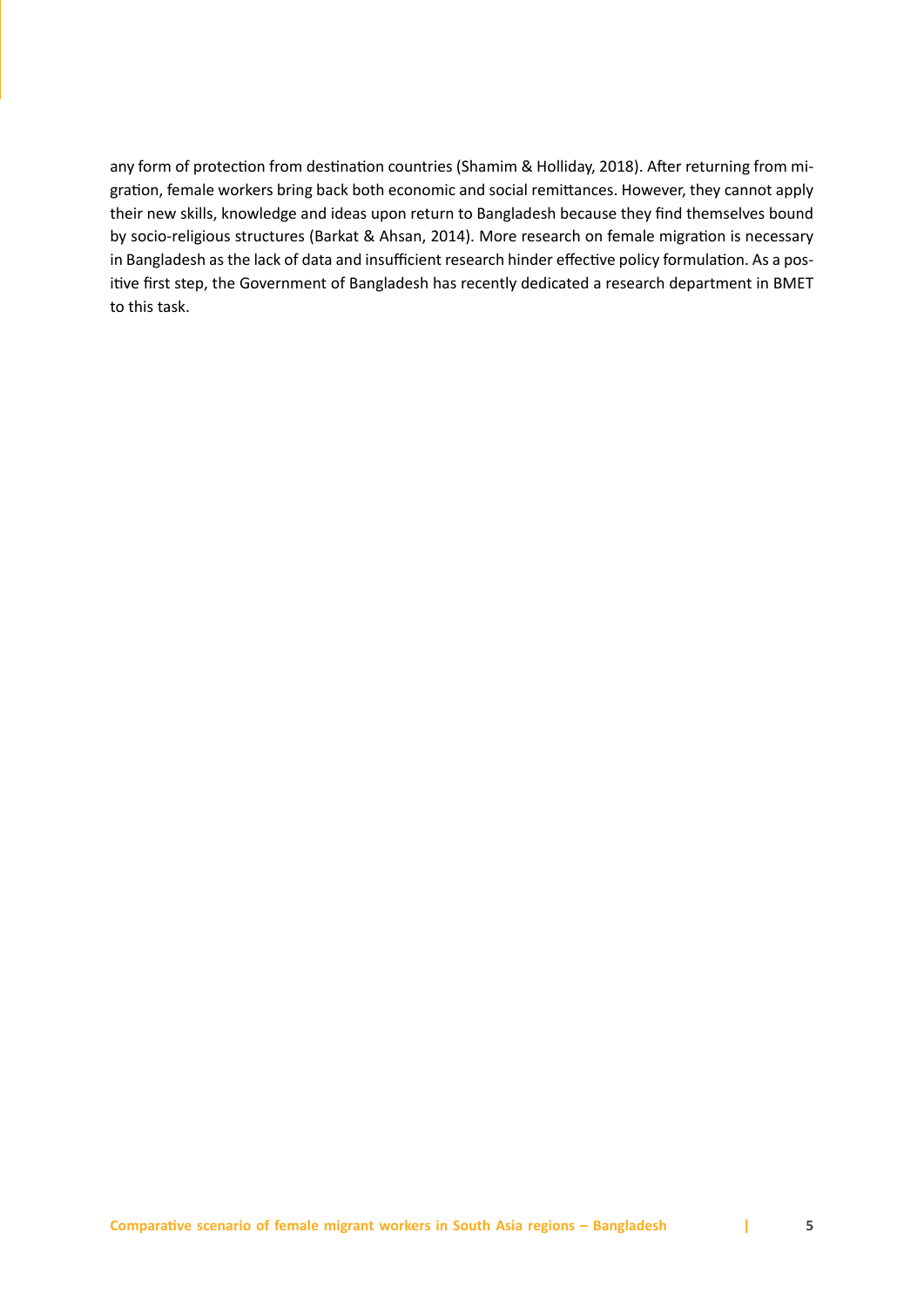any form of protection from destination countries (Shamim & Holliday, 2018). After returning from migration, female workers bring back both economic and social remittances. However, they cannot apply their new skills, knowledge and ideas upon return to Bangladesh because they find themselves bound by socio-religious structures (Barkat & Ahsan, 2014). More research on female migration is necessary in Bangladesh as the lack of data and insufficient research hinder effective policy formulation. As a positive first step, the Government of Bangladesh has recently dedicated a research department in BMET to this task.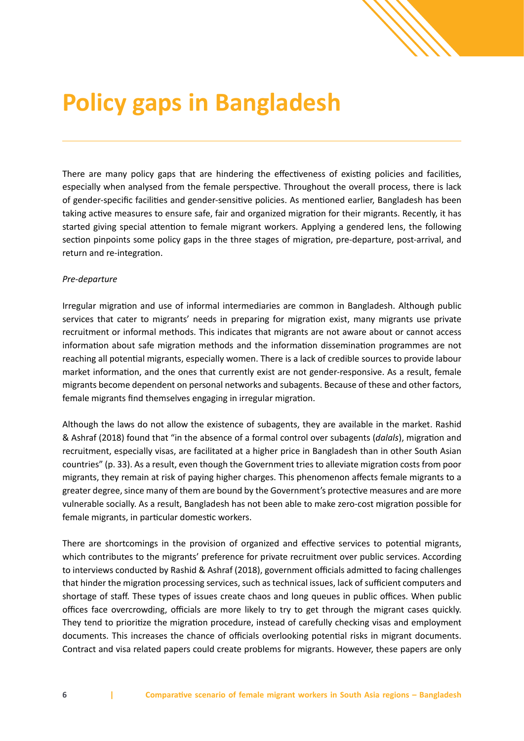# Policy gaps in Bangladesh

There are many policy gaps that are hindering the effectiveness of existing policies and facilities, especially when analysed from the female perspective. Throughout the overall process, there is lack of gender-specific facilities and gender-sensitive policies. As mentioned earlier, Bangladesh has been taking active measures to ensure safe, fair and organized migration for their migrants. Recently, it has started giving special attention to female migrant workers. Applying a gendered lens, the following section pinpoints some policy gaps in the three stages of migration, pre-departure, post-arrival, and return and re-integration.

*Pre-departure*

Irregular migration and use of informal intermediaries are common in Bangladesh. Although public services that cater to migrants' needs in preparing for migration exist, many migrants use private recruitment or informal methods. This indicates that migrants are not aware about or cannot access information about safe migration methods and the information dissemination programmes are not reaching all potential migrants, especially women. There is a lack of credible sources to provide labour market information, and the ones that currently exist are not gender-responsive. As a result, female migrants become dependent on personal networks and subagents. Because of these and other factors, female migrants find themselves engaging in irregular migration.

Although the laws do not allow the existence of subagents, they are available in the market. Rashid & Ashraf (2018) found that "in the absence of a formal control over subagents (*dalals*), migration and recruitment, especially visas, are facilitated at a higher price in Bangladesh than in other South Asian countries" (p. 33). As a result, even though the Government tries to alleviate migration costs from poor migrants, they remain at risk of paying higher charges. This phenomenon affects female migrants to a greater degree, since many of them are bound by the Government's protective measures and are more vulnerable socially. As a result, Bangladesh has not been able to make zero-cost migration possible for female migrants, in particular domestic workers.

There are shortcomings in the provision of organized and effective services to potential migrants, which contributes to the migrants' preference for private recruitment over public services. According to interviews conducted by Rashid & Ashraf (2018), government officials admitted to facing challenges that hinder the migration processing services, such as technical issues, lack of sufficient computers and shortage of staff. These types of issues create chaos and long queues in public offices. When public offices face overcrowding, officials are more likely to try to get through the migrant cases quickly. They tend to prioritize the migration procedure, instead of carefully checking visas and employment documents. This increases the chance of officials overlooking potential risks in migrant documents. Contract and visa related papers could create problems for migrants. However, these papers are only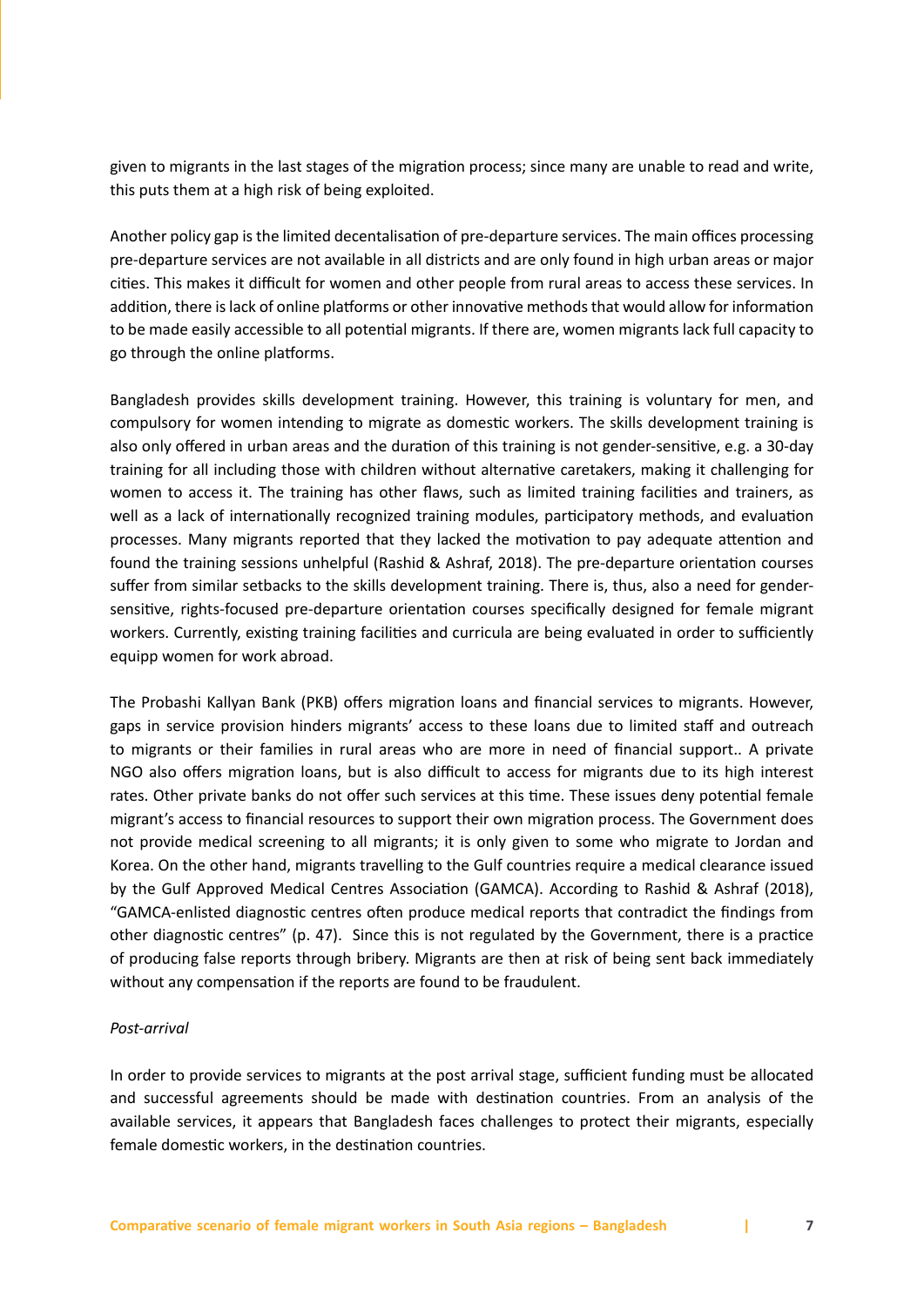given to migrants in the last stages of the migration process; since many are unable to read and write, this puts them at a high risk of being exploited.

Another policy gap is the limited decentalisation of pre-departure services. The main offices processing pre-departure services are not available in all districts and are only found in high urban areas or major cities. This makes it difficult for women and other people from rural areas to access these services. In addition, there is lack of online platforms or other innovative methods that would allow for information to be made easily accessible to all potential migrants. If there are, women migrants lack full capacity to go through the online platforms.

Bangladesh provides skills development training. However, this training is voluntary for men, and compulsory for women intending to migrate as domestic workers. The skills development training is also only offered in urban areas and the duration of this training is not gender-sensitive, e.g. a 30-day training for all including those with children without alternative caretakers, making it challenging for women to access it. The training has other flaws, such as limited training facilities and trainers, as well as a lack of internationally recognized training modules, participatory methods, and evaluation processes. Many migrants reported that they lacked the motivation to pay adequate attention and found the training sessions unhelpful (Rashid & Ashraf, 2018). The pre-departure orientation courses suffer from similar setbacks to the skills development training. There is, thus, also a need for gender-sensitive, rights-focused pre-departure orientation courses specifically designed for female migrant workers. Currently, existing training facilities and curricula are being evaluated in order to sufficiently equipp women for work abroad.

The Probashi Kallyan Bank (PKB) offers migration loans and financial services to migrants. However, gaps in service provision hinders migrants' access to these loans due to limited staff and outreach to migrants or their families in rural areas who are more in need of financial support.. A private NGO also offers migration loans, but is also difficult to access for migrants due to its high interest rates. Other private banks do not offer such services at this time. These issues deny potential female migrant's access to financial resources to support their own migration process. The Government does not provide medical screening to all migrants; it is only given to some who migrate to Jordan and Korea. On the other hand, migrants travelling to the Gulf countries require a medical clearance issued by the Gulf Approved Medical Centres Association (GAMCA). According to Rashid & Ashraf (2018), "GAMCA-enlisted diagnostic centres often produce medical reports that contradict the findings from other diagnostic centres" (p. 47). Since this is not regulated by the Government, there is a practice of producing false reports through bribery. Migrants are then at risk of being sent back immediately without any compensation if the reports are found to be fraudulent.

*Post-arrival*

In order to provide services to migrants at the post arrival stage, sufficient funding must be allocated and successful agreements should be made with destination countries. From an analysis of the available services, it appears that Bangladesh faces challenges to protect their migrants, especially female domestic workers, in the destination countries.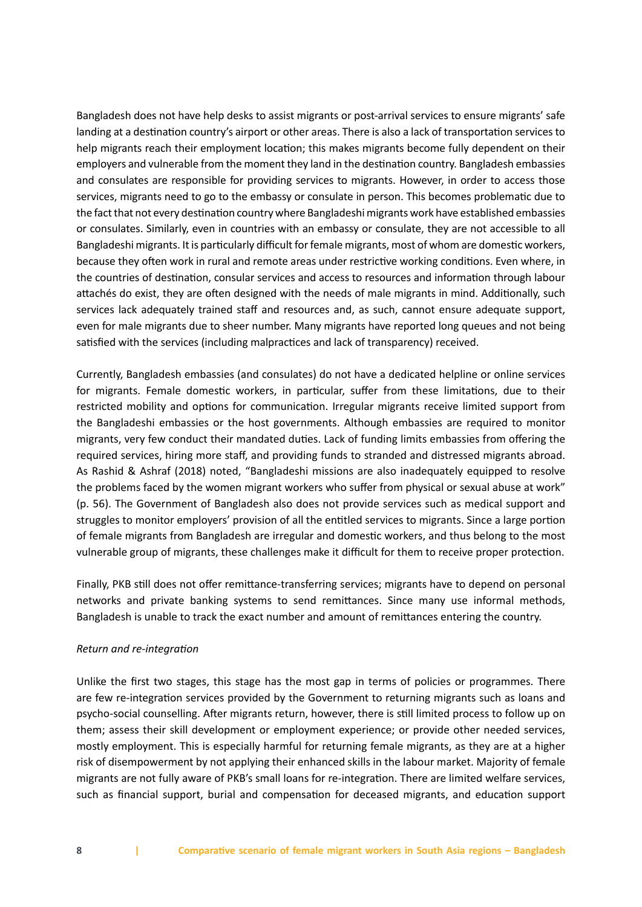Bangladesh does not have help desks to assist migrants or post-arrival services to ensure migrants' safe landing at a destination country's airport or other areas. There is also a lack of transportation services to help migrants reach their employment location; this makes migrants become fully dependent on their employers and vulnerable from the moment they land in the destination country. Bangladesh embassies and consulates are responsible for providing services to migrants. However, in order to access those services, migrants need to go to the embassy or consulate in person. This becomes problematic due to the fact that not every destination country where Bangladeshi migrants work have established embassies or consulates. Similarly, even in countries with an embassy or consulate, they are not accessible to all Bangladeshi migrants. It is particularly difficult for female migrants, most of whom are domestic workers, because they often work in rural and remote areas under restrictive working conditions. Even where, in the countries of destination, consular services and access to resources and information through labour attachés do exist, they are often designed with the needs of male migrants in mind. Additionally, such services lack adequately trained staff and resources and, as such, cannot ensure adequate support, even for male migrants due to sheer number. Many migrants have reported long queues and not being satisfied with the services (including malpractices and lack of transparency) received.

Currently, Bangladesh embassies (and consulates) do not have a dedicated helpline or online services for migrants. Female domestic workers, in particular, suffer from these limitations, due to their restricted mobility and options for communication. Irregular migrants receive limited support from the Bangladeshi embassies or the host governments. Although embassies are required to monitor migrants, very few conduct their mandated duties. Lack of funding limits embassies from offering the required services, hiring more staff, and providing funds to stranded and distressed migrants abroad. As Rashid & Ashraf (2018) noted, "Bangladeshi missions are also inadequately equipped to resolve the problems faced by the women migrant workers who suffer from physical or sexual abuse at work" (p. 56). The Government of Bangladesh also does not provide services such as medical support and struggles to monitor employers' provision of all the entitled services to migrants. Since a large portion of female migrants from Bangladesh are irregular and domestic workers, and thus belong to the most vulnerable group of migrants, these challenges make it difficult for them to receive proper protection.

Finally, PKB still does not offer remittance-transferring services; migrants have to depend on personal networks and private banking systems to send remittances. Since many use informal methods, Bangladesh is unable to track the exact number and amount of remittances entering the country.

*Return and re-integration*

Unlike the first two stages, this stage has the most gap in terms of policies or programmes. There are few re-integration services provided by the Government to returning migrants such as loans and psycho-social counselling. After migrants return, however, there is still limited process to follow up on them; assess their skill development or employment experience; or provide other needed services, mostly employment. This is especially harmful for returning female migrants, as they are at a higher risk of disempowerment by not applying their enhanced skills in the labour market. Majority of female migrants are not fully aware of PKB's small loans for re-integration. There are limited welfare services, such as financial support, burial and compensation for deceased migrants, and education support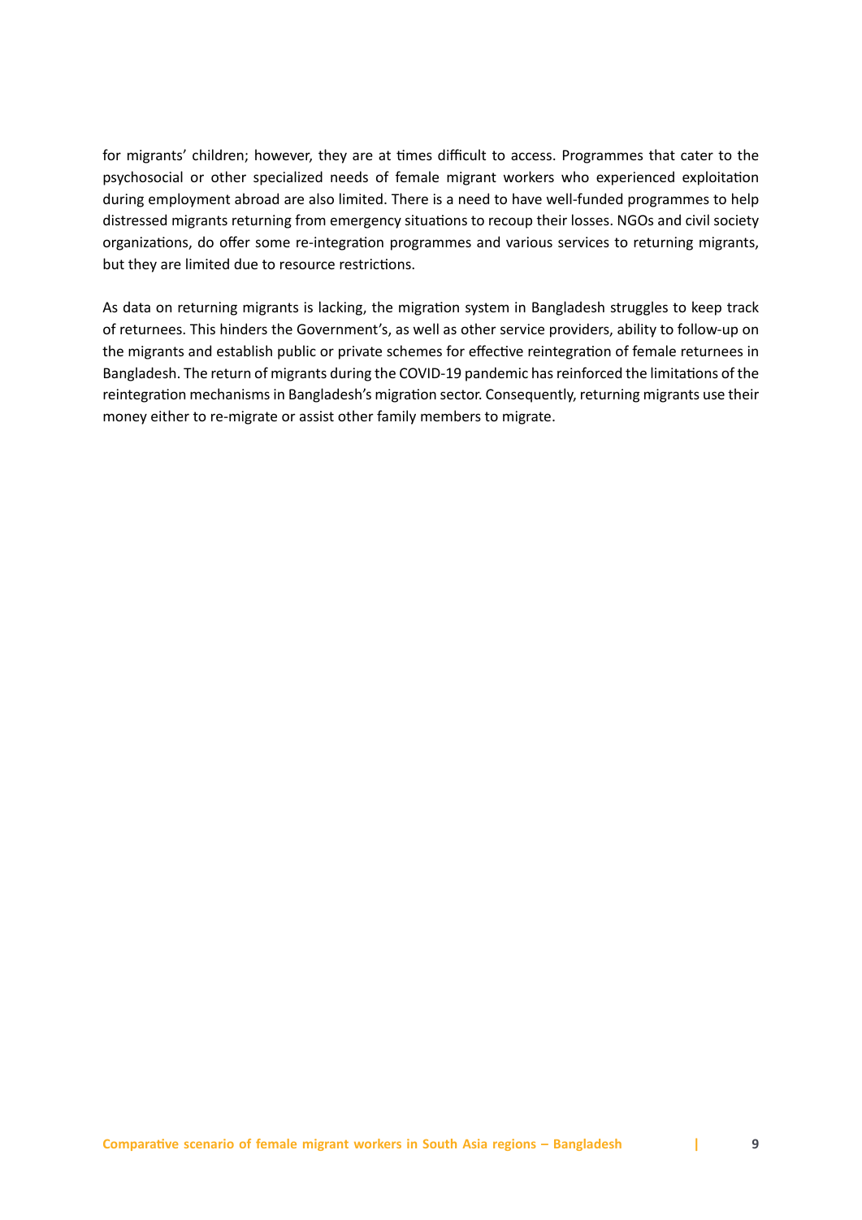for migrants' children; however, they are at times difficult to access. Programmes that cater to the psychosocial or other specialized needs of female migrant workers who experienced exploitation during employment abroad are also limited. There is a need to have well-funded programmes to help distressed migrants returning from emergency situations to recoup their losses. NGOs and civil society organizations, do offer some re-integration programmes and various services to returning migrants, but they are limited due to resource restrictions.

As data on returning migrants is lacking, the migration system in Bangladesh struggles to keep track of returnees. This hinders the Government's, as well as other service providers, ability to follow-up on the migrants and establish public or private schemes for effective reintegration of female returnees in Bangladesh. The return of migrants during the COVID-19 pandemic has reinforced the limitations of the reintegration mechanisms in Bangladesh's migration sector. Consequently, returning migrants use their money either to re-migrate or assist other family members to migrate.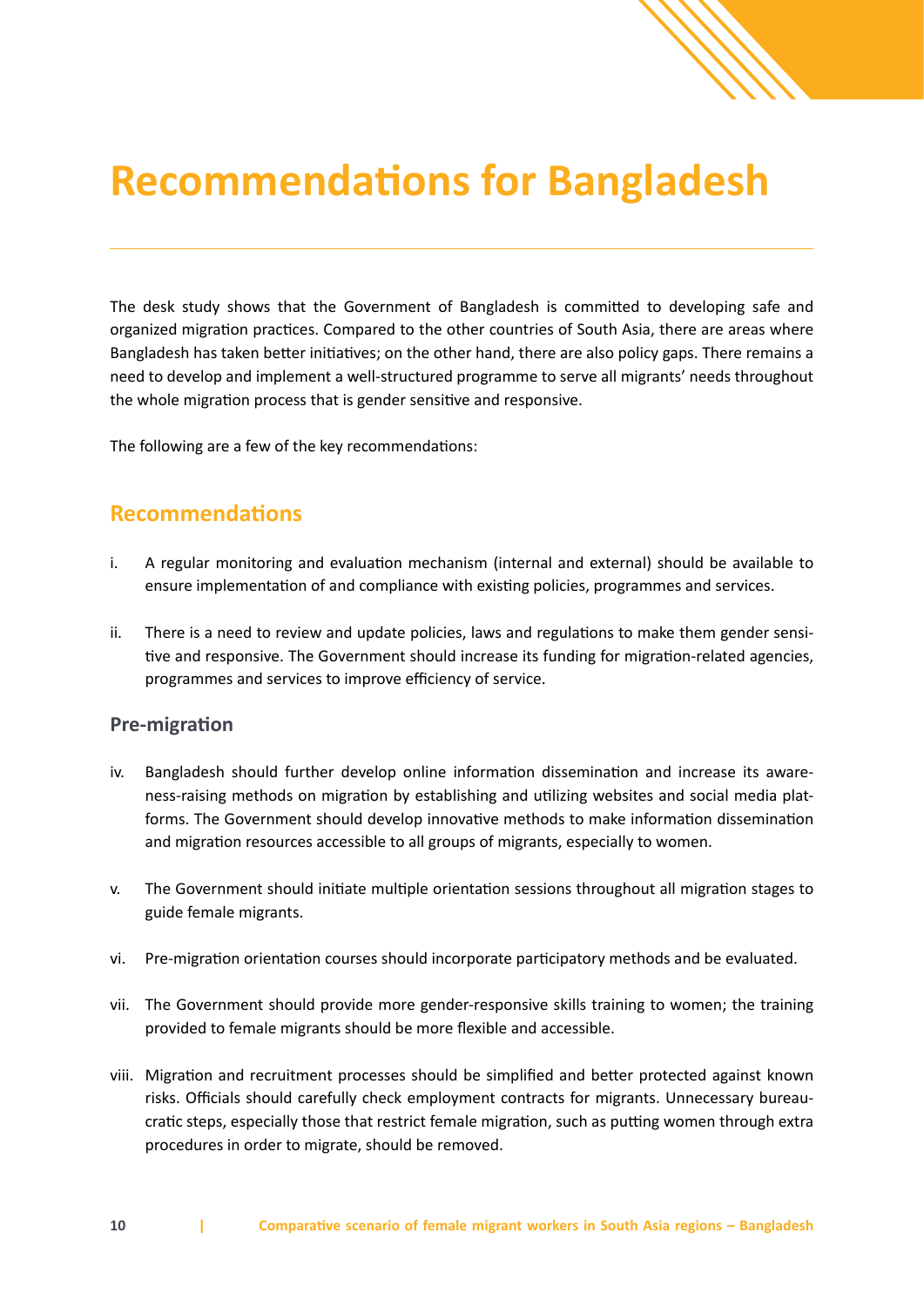# Recommendations for Bangladesh

The desk study shows that the Government of Bangladesh is committed to developing safe and organized migration practices. Compared to the other countries of South Asia, there are areas where Bangladesh has taken better initiatives; on the other hand, there are also policy gaps. There remains a need to develop and implement a well-structured programme to serve all migrants' needs throughout the whole migration process that is gender sensitive and responsive.

The following are a few of the key recommendations:

## Recommendations

i. A regular monitoring and evaluation mechanism (internal and external) should be available to ensure implementation of and compliance with existing policies, programmes and services.

ii. There is a need to review and update policies, laws and regulations to make them gender sensitive and responsive. The Government should increase its funding for migration-related agencies, programmes and services to improve efficiency of service.

### Pre-migration

iv. Bangladesh should further develop online information dissemination and increase its awareness-raising methods on migration by establishing and utilizing websites and social media platforms. The Government should develop innovative methods to make information dissemination and migration resources accessible to all groups of migrants, especially to women.

v. The Government should initiate multiple orientation sessions throughout all migration stages to guide female migrants.

vi. Pre-migration orientation courses should incorporate participatory methods and be evaluated.

vii. The Government should provide more gender-responsive skills training to women; the training provided to female migrants should be more flexible and accessible.

viii. Migration and recruitment processes should be simplified and better protected against known risks. Officials should carefully check employment contracts for migrants. Unnecessary bureaucratic steps, especially those that restrict female migration, such as putting women through extra procedures in order to migrate, should be removed.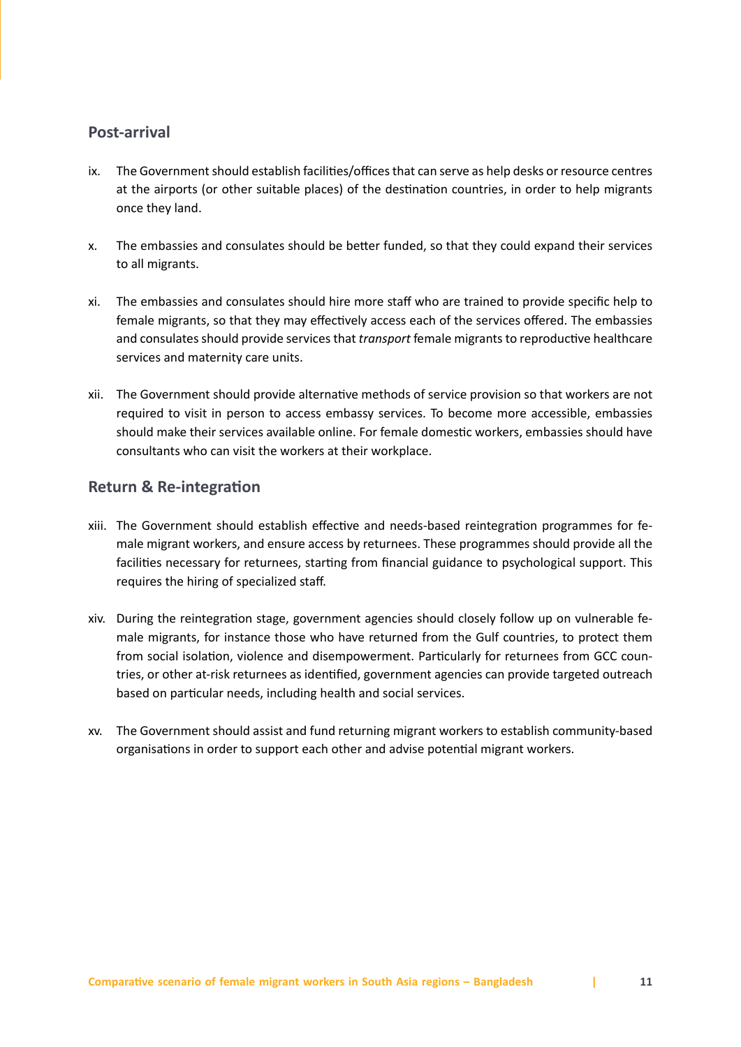## Post-arrival

ix. The Government should establish facilities/offices that can serve as help desks or resource centres at the airports (or other suitable places) of the destination countries, in order to help migrants once they land.

x. The embassies and consulates should be better funded, so that they could expand their services to all migrants.

xi. The embassies and consulates should hire more staff who are trained to provide specific help to female migrants, so that they may effectively access each of the services offered. The embassies and consulates should provide services that *transport* female migrants to reproductive healthcare services and maternity care units.

xii. The Government should provide alternative methods of service provision so that workers are not required to visit in person to access embassy services. To become more accessible, embassies should make their services available online. For female domestic workers, embassies should have consultants who can visit the workers at their workplace.

## Return & Re-integration

xiii. The Government should establish effective and needs-based reintegration programmes for female migrant workers, and ensure access by returnees. These programmes should provide all the facilities necessary for returnees, starting from financial guidance to psychological support. This requires the hiring of specialized staff.

xiv. During the reintegration stage, government agencies should closely follow up on vulnerable female migrants, for instance those who have returned from the Gulf countries, to protect them from social isolation, violence and disempowerment. Particularly for returnees from GCC countries, or other at-risk returnees as identified, government agencies can provide targeted outreach based on particular needs, including health and social services.

xv. The Government should assist and fund returning migrant workers to establish community-based organisations in order to support each other and advise potential migrant workers.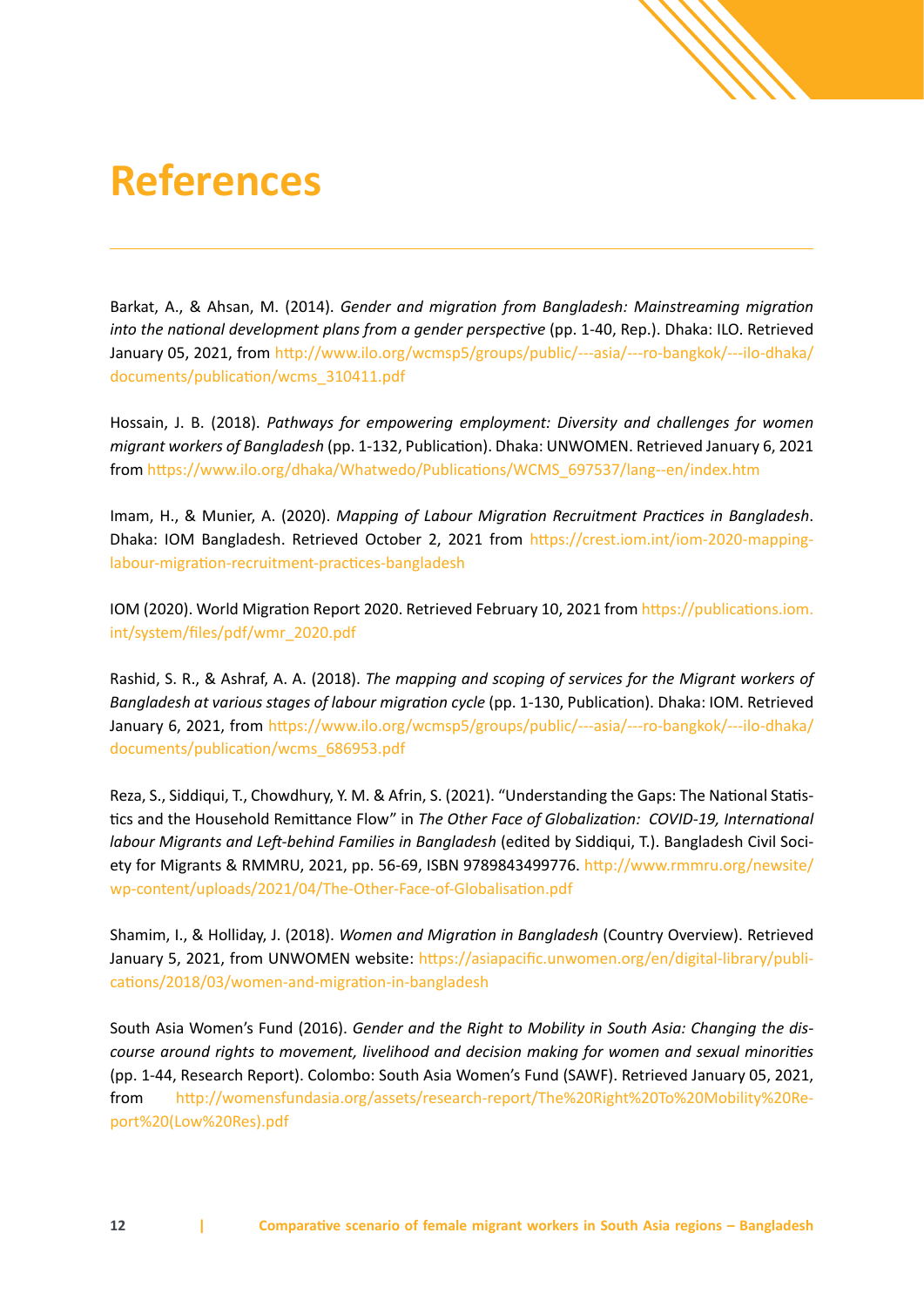# References

Barkat, A., & Ahsan, M. (2014). *Gender and migration from Bangladesh: Mainstreaming migration into the national development plans from a gender perspective* (pp. 1-40, Rep.). Dhaka: ILO. Retrieved January 05, 2021, from http://www.ilo.org/wcmsp5/groups/public/---asia/---ro-bangkok/---ilo-dhaka/documents/publication/wcms_310411.pdf

Hossain, J. B. (2018). *Pathways for empowering employment: Diversity and challenges for women migrant workers of Bangladesh* (pp. 1-132, Publication). Dhaka: UNWOMEN. Retrieved January 6, 2021 from https://www.ilo.org/dhaka/Whatwedo/Publications/WCMS_697537/lang--en/index.htm

Imam, H., & Munier, A. (2020). *Mapping of Labour Migration Recruitment Practices in Bangladesh*. Dhaka: IOM Bangladesh. Retrieved October 2, 2021 from https://crest.iom.int/iom-2020-mapping-labour-migration-recruitment-practices-bangladesh

IOM (2020). World Migration Report 2020. Retrieved February 10, 2021 from https://publications.iom.int/system/files/pdf/wmr_2020.pdf

Rashid, S. R., & Ashraf, A. A. (2018). *The mapping and scoping of services for the Migrant workers of Bangladesh at various stages of labour migration cycle* (pp. 1-130, Publication). Dhaka: IOM. Retrieved January 6, 2021, from https://www.ilo.org/wcmsp5/groups/public/---asia/---ro-bangkok/---ilo-dhaka/documents/publication/wcms_686953.pdf

Reza, S., Siddiqui, T., Chowdhury, Y. M. & Afrin, S. (2021). "Understanding the Gaps: The National Statistics and the Household Remittance Flow" in *The Other Face of Globalization: COVID-19, International labour Migrants and Left-behind Families in Bangladesh* (edited by Siddiqui, T.). Bangladesh Civil Society for Migrants & RMMRU, 2021, pp. 56-69, ISBN 9789843499776. http://www.rmmru.org/newsite/wp-content/uploads/2021/04/The-Other-Face-of-Globalisation.pdf

Shamim, I., & Holliday, J. (2018). *Women and Migration in Bangladesh* (Country Overview). Retrieved January 5, 2021, from UNWOMEN website: https://asiapacific.unwomen.org/en/digital-library/publications/2018/03/women-and-migration-in-bangladesh

South Asia Women's Fund (2016). *Gender and the Right to Mobility in South Asia: Changing the discourse around rights to movement, livelihood and decision making for women and sexual minorities* (pp. 1-44, Research Report). Colombo: South Asia Women's Fund (SAWF). Retrieved January 05, 2021, from http://womensfundasia.org/assets/research-report/The%20Right%20To%20Mobility%20Report%20(Low%20Res).pdf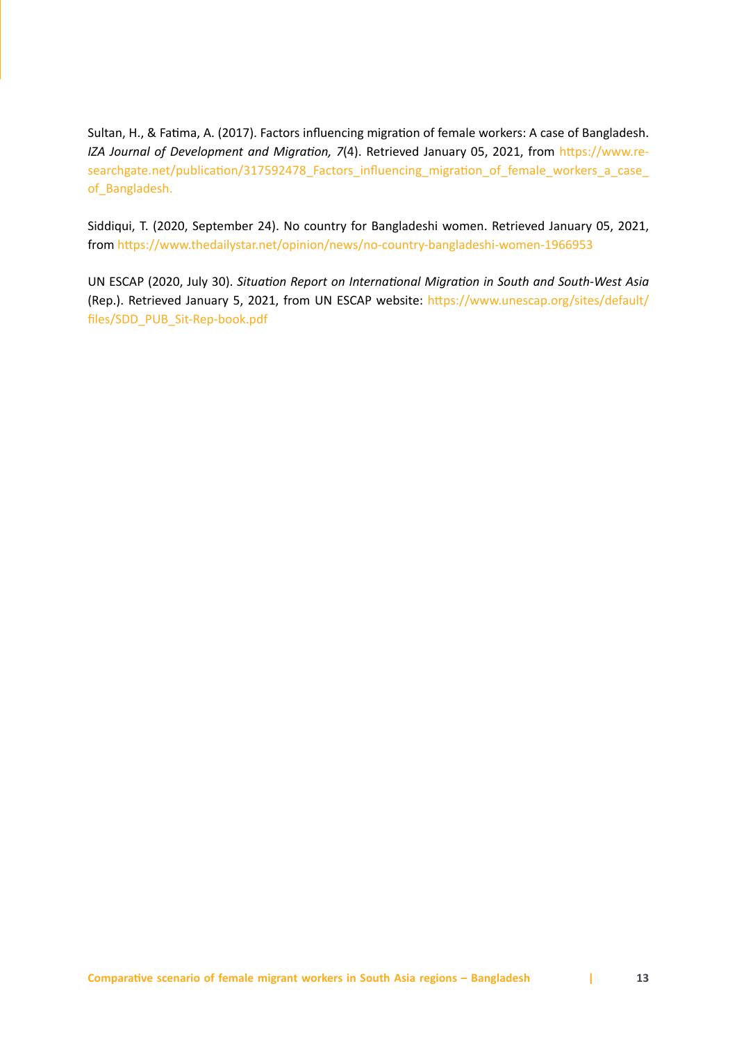Sultan, H., & Fatima, A. (2017). Factors influencing migration of female workers: A case of Bangladesh. *IZA Journal of Development and Migration, 7*(4). Retrieved January 05, 2021, from https://www.researchgate.net/publication/317592478_Factors_influencing_migration_of_female_workers_a_case_of_Bangladesh.

Siddiqui, T. (2020, September 24). No country for Bangladeshi women. Retrieved January 05, 2021, from https://www.thedailystar.net/opinion/news/no-country-bangladeshi-women-1966953

UN ESCAP (2020, July 30). *Situation Report on International Migration in South and South-West Asia* (Rep.). Retrieved January 5, 2021, from UN ESCAP website: https://www.unescap.org/sites/default/files/SDD_PUB_Sit-Rep-book.pdf